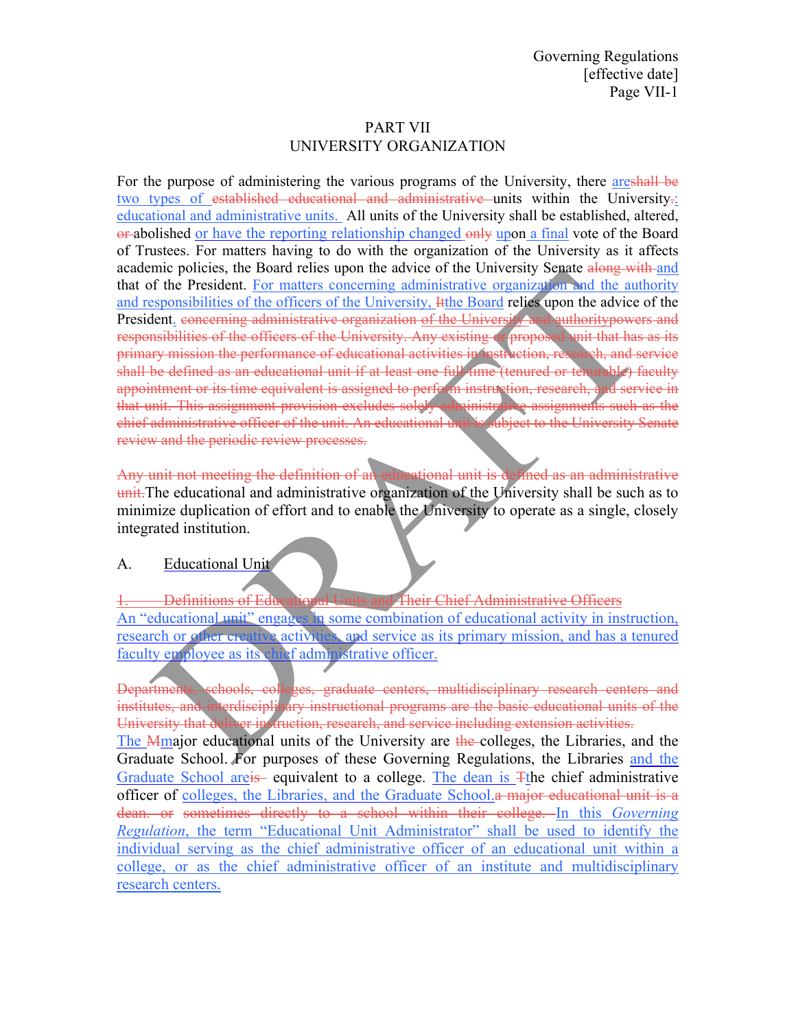# PART VII
# UNIVERSITY ORGANIZATION

For the purpose of administering the various programs of the University, there are~~shall be~~ two types of ~~established educational and administrative~~ units within the University~~.~~: educational and administrative units. All units of the University shall be established, altered, ~~or~~ abolished or have the reporting relationship changed ~~only~~ upon a final vote of the Board of Trustees. For matters having to do with the organization of the University as it affects academic policies, the Board relies upon the advice of the University Senate ~~along with~~ and that of the President. For matters concerning administrative organization and the authority and responsibilities of the officers of the University, ~~I~~the Board relies upon the advice of the President. ~~concerning administrative organization of the University and authoritypowers and responsibilities of the officers of the University. Any existing or proposed unit that has as its primary mission the performance of educational activities in instruction, research, and service shall be defined as an educational unit if at least one full-time (tenured or tenurable) faculty appointment or its time equivalent is assigned to perform instruction, research, and service in that unit. This assignment provision excludes solely administrative assignments such as the chief administrative officer of the unit. An educational unit is subject to the University Senate review and the periodic review processes.~~

~~Any unit not meeting the definition of an educational unit is defined as an administrative unit.~~The educational and administrative organization of the University shall be such as to minimize duplication of effort and to enable the University to operate as a single, closely integrated institution.

## A. Educational Unit

~~1. Definitions of Educational Units and Their Chief Administrative Officers~~

An "educational unit" engages in some combination of educational activity in instruction, research or other creative activities, and service as its primary mission, and has a tenured faculty employee as its chief administrative officer.

~~Departments, schools, colleges, graduate centers, multidisciplinary research centers and institutes, and interdisciplinary instructional programs are the basic educational units of the University that deliver instruction, research, and service including extension activities.~~

The ~~M~~major educational units of the University are ~~the~~ colleges, the Libraries, and the Graduate School. For purposes of these Governing Regulations, the Libraries and the Graduate School are~~is~~ equivalent to a college. The dean is ~~T~~the chief administrative officer of colleges, the Libraries, and the Graduate School.~~a major educational unit is a dean. or sometimes directly to a school within their college.~~ In this *Governing Regulation*, the term "Educational Unit Administrator" shall be used to identify the individual serving as the chief administrative officer of an educational unit within a college, or as the chief administrative officer of an institute and multidisciplinary research centers.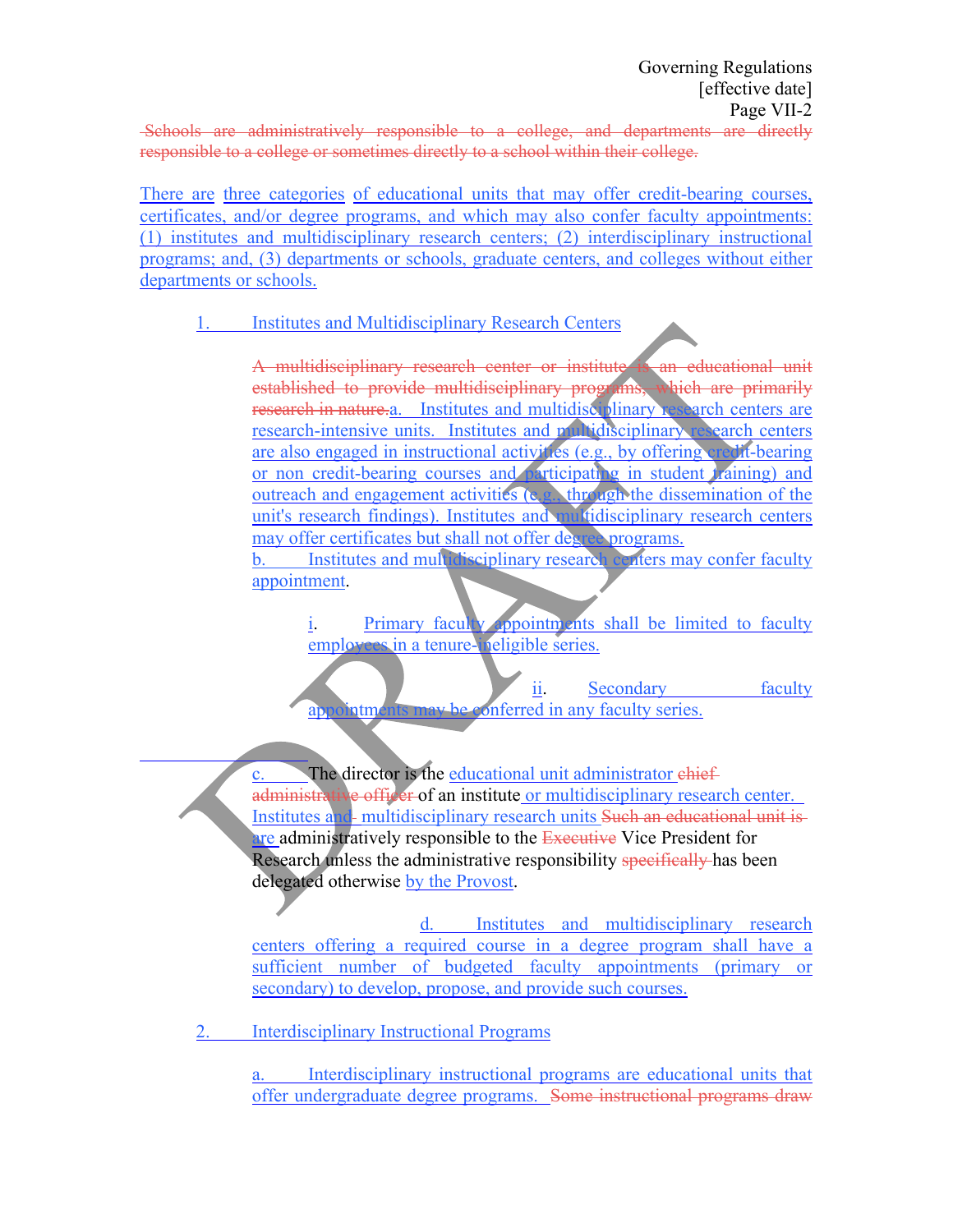~~Schools are administratively responsible to a college, and departments are directly responsible to a college or sometimes directly to a school within their college.~~

There are three categories of educational units that may offer credit-bearing courses, certificates, and/or degree programs, and which may also confer faculty appointments: (1) institutes and multidisciplinary research centers; (2) interdisciplinary instructional programs; and, (3) departments or schools, graduate centers, and colleges without either departments or schools.

1. Institutes and Multidisciplinary Research Centers

~~A multidisciplinary research center or institute is an educational unit established to provide multidisciplinary programs, which are primarily research in nature.~~a. Institutes and multidisciplinary research centers are research-intensive units. Institutes and multidisciplinary research centers are also engaged in instructional activities (e.g., by offering credit-bearing or non credit-bearing courses and participating in student training) and outreach and engagement activities (e.g., through the dissemination of the unit's research findings). Institutes and multidisciplinary research centers may offer certificates but shall not offer degree programs.

b. Institutes and multidisciplinary research centers may confer faculty appointment.

i. Primary faculty appointments shall be limited to faculty employees in a tenure-ineligible series.

ii. Secondary faculty appointments may be conferred in any faculty series.

c. The director is the educational unit administrator ~~chief administrative officer~~ of an institute or multidisciplinary research center. Institutes and multidisciplinary research units ~~Such an educational unit is~~ are administratively responsible to the ~~Executive~~ Vice President for Research unless the administrative responsibility ~~specifically~~ has been delegated otherwise by the Provost.

d. Institutes and multidisciplinary research centers offering a required course in a degree program shall have a sufficient number of budgeted faculty appointments (primary or secondary) to develop, propose, and provide such courses.

2. Interdisciplinary Instructional Programs

a. Interdisciplinary instructional programs are educational units that offer undergraduate degree programs. ~~Some instructional programs draw~~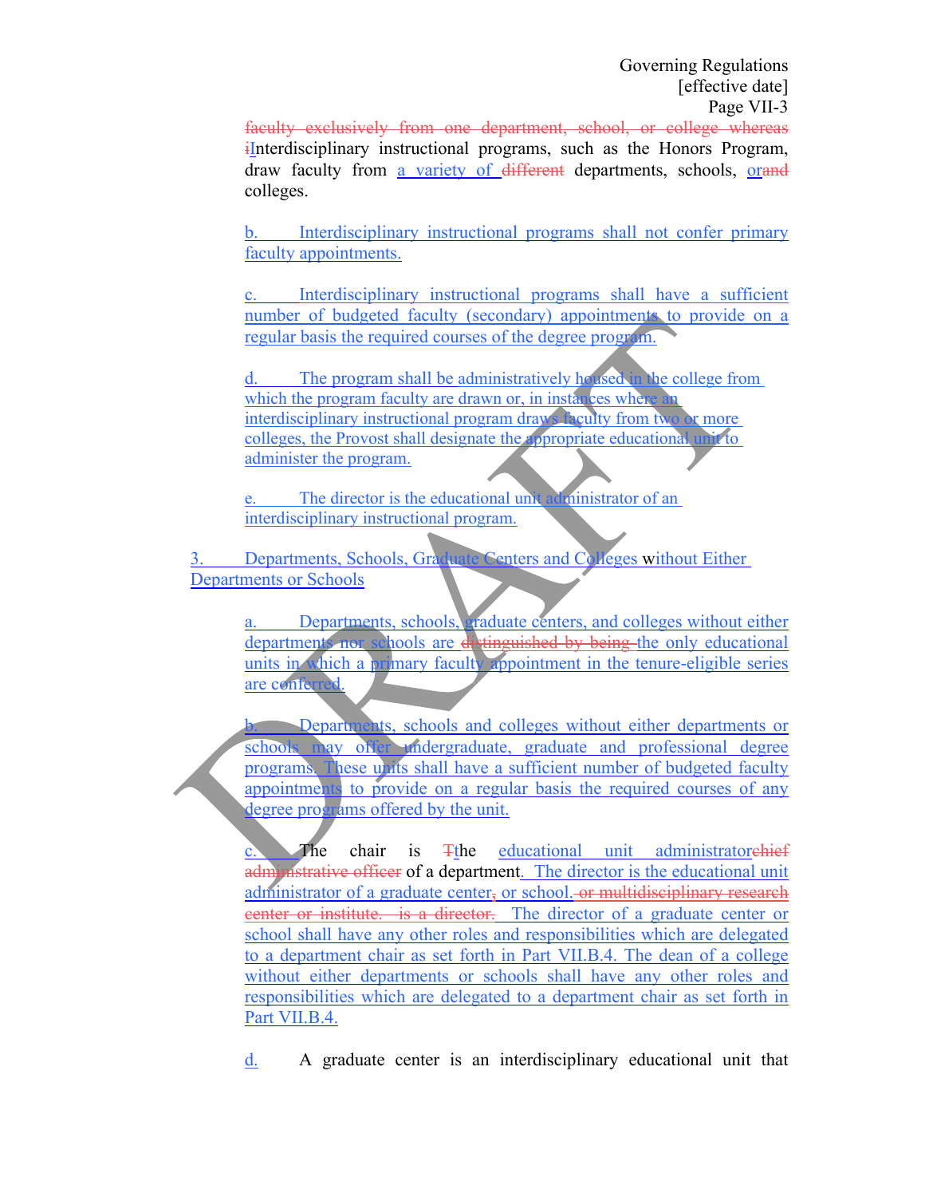~~faculty exclusively from one department, school, or college whereas i~~Interdisciplinary instructional programs, such as the Honors Program, draw faculty from a variety of ~~different~~ departments, schools, or~~and~~ colleges.

b. Interdisciplinary instructional programs shall not confer primary faculty appointments.

c. Interdisciplinary instructional programs shall have a sufficient number of budgeted faculty (secondary) appointments to provide on a regular basis the required courses of the degree program.

d. The program shall be administratively housed in the college from which the program faculty are drawn or, in instances where an interdisciplinary instructional program draws faculty from two or more colleges, the Provost shall designate the appropriate educational unit to administer the program.

e. The director is the educational unit administrator of an interdisciplinary instructional program.

3. Departments, Schools, Graduate Centers and Colleges without Either Departments or Schools

a. Departments, schools, graduate centers, and colleges without either departments nor schools are ~~distinguished by being~~ the only educational units in which a primary faculty appointment in the tenure-eligible series are conferred.

b. Departments, schools and colleges without either departments or schools may offer undergraduate, graduate and professional degree programs. These units shall have a sufficient number of budgeted faculty appointments to provide on a regular basis the required courses of any degree programs offered by the unit.

c. The chair is ~~T~~the educational unit administrator~~chief administrative officer~~ of a department. The director is the educational unit administrator of a graduate center~~,~~ or school. ~~or multidisciplinary research center or institute. is a director.~~ The director of a graduate center or school shall have any other roles and responsibilities which are delegated to a department chair as set forth in Part VII.B.4. The dean of a college without either departments or schools shall have any other roles and responsibilities which are delegated to a department chair as set forth in Part VII.B.4.

d. A graduate center is an interdisciplinary educational unit that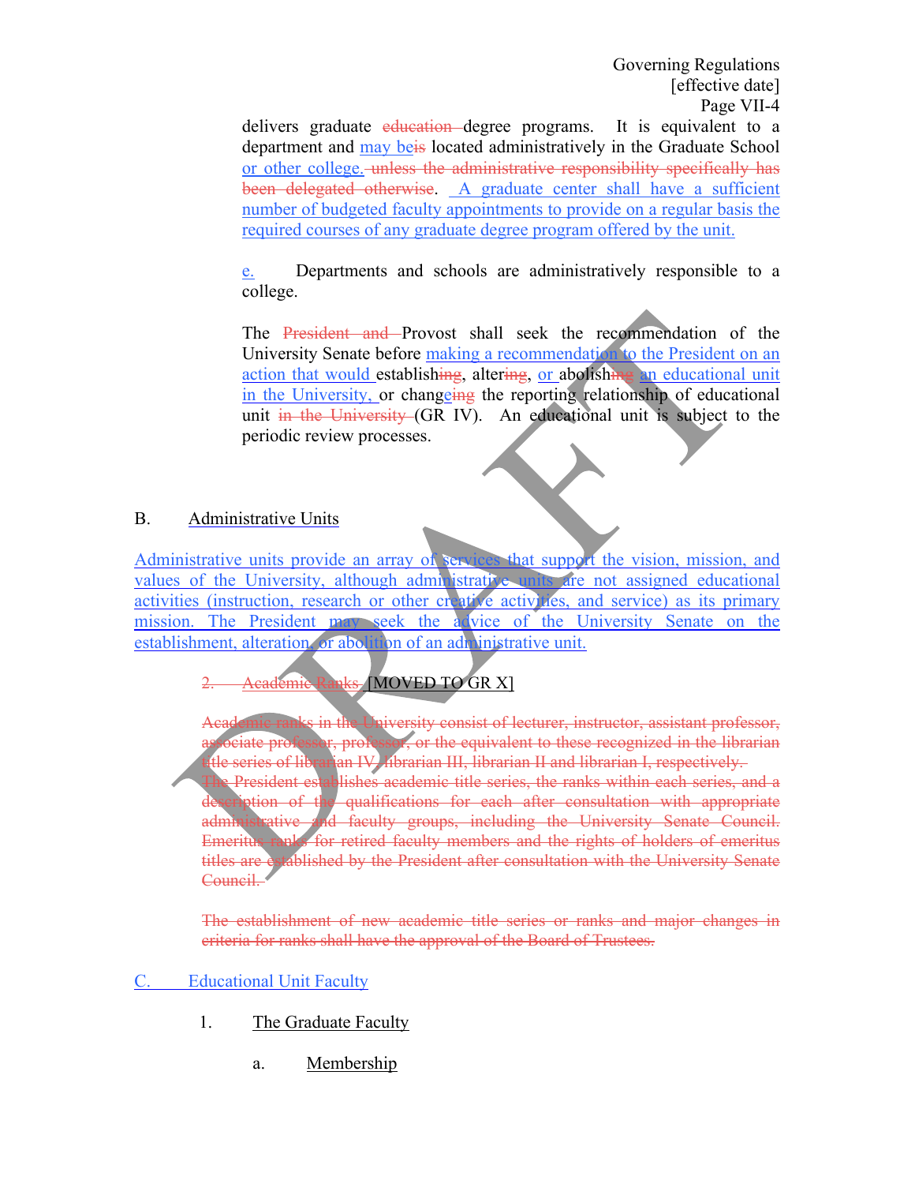delivers graduate education degree programs. It is equivalent to a department and may beis located administratively in the Graduate School or other college. unless the administrative responsibility specifically has been delegated otherwise. A graduate center shall have a sufficient number of budgeted faculty appointments to provide on a regular basis the required courses of any graduate degree program offered by the unit.

e. Departments and schools are administratively responsible to a college.

The President and Provost shall seek the recommendation of the University Senate before making a recommendation to the President on an action that would establishing, altering, or abolishing an educational unit in the University, or changeing the reporting relationship of educational unit in the University (GR IV). An educational unit is subject to the periodic review processes.

B. Administrative Units

Administrative units provide an array of services that support the vision, mission, and values of the University, although administrative units are not assigned educational activities (instruction, research or other creative activities, and service) as its primary mission. The President may seek the advice of the University Senate on the establishment, alteration, or abolition of an administrative unit.

2. Academic Ranks [MOVED TO GR X]

Academic ranks in the University consist of lecturer, instructor, assistant professor, associate professor, professor, or the equivalent to these recognized in the librarian title series of librarian IV, librarian III, librarian II and librarian I, respectively. The President establishes academic title series, the ranks within each series, and a description of the qualifications for each after consultation with appropriate administrative and faculty groups, including the University Senate Council. Emeritus ranks for retired faculty members and the rights of holders of emeritus titles are established by the President after consultation with the University Senate Council.

The establishment of new academic title series or ranks and major changes in criteria for ranks shall have the approval of the Board of Trustees.

C. Educational Unit Faculty

1. The Graduate Faculty

a. Membership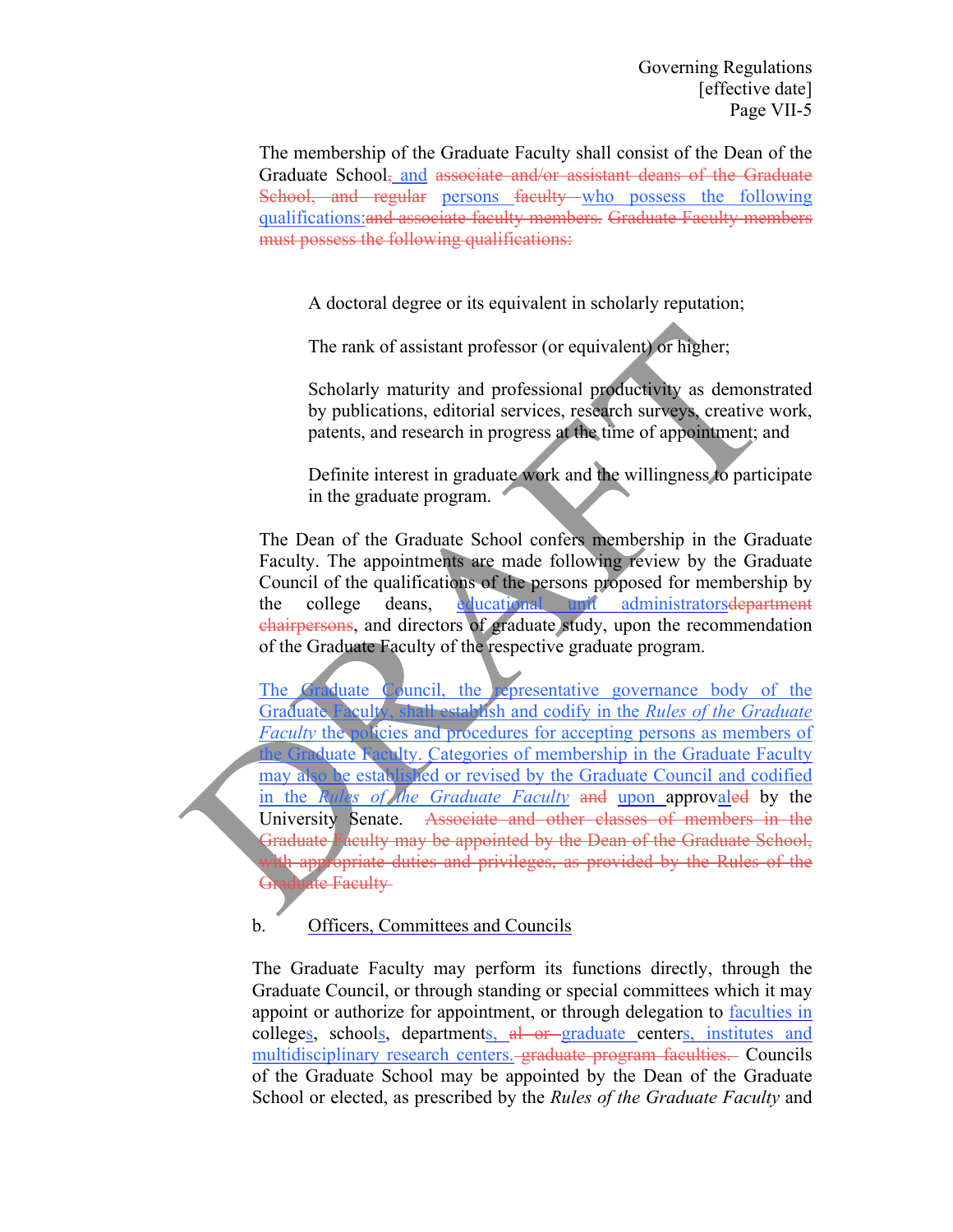The membership of the Graduate Faculty shall consist of the Dean of the Graduate School, and associate and/or assistant deans of the Graduate School, and regular persons faculty who possess the following qualifications:and associate faculty members. Graduate Faculty members must possess the following qualifications:

A doctoral degree or its equivalent in scholarly reputation;

The rank of assistant professor (or equivalent) or higher;

Scholarly maturity and professional productivity as demonstrated by publications, editorial services, research surveys, creative work, patents, and research in progress at the time of appointment; and

Definite interest in graduate work and the willingness to participate in the graduate program.

The Dean of the Graduate School confers membership in the Graduate Faculty. The appointments are made following review by the Graduate Council of the qualifications of the persons proposed for membership by the college deans, educational unit administratorsdepartment chairpersons, and directors of graduate study, upon the recommendation of the Graduate Faculty of the respective graduate program.

The Graduate Council, the representative governance body of the Graduate Faculty, shall establish and codify in the *Rules of the Graduate Faculty* the policies and procedures for accepting persons as members of the Graduate Faculty. Categories of membership in the Graduate Faculty may also be established or revised by the Graduate Council and codified in the *Rules of the Graduate Faculty* and upon approvaled by the University Senate. Associate and other classes of members in the Graduate Faculty may be appointed by the Dean of the Graduate School, with appropriate duties and privileges, as provided by the Rules of the Graduate Faculty

b. Officers, Committees and Councils

The Graduate Faculty may perform its functions directly, through the Graduate Council, or through standing or special committees which it may appoint or authorize for appointment, or through delegation to faculties in colleges, schools, departments, al or graduate centers, institutes and multidisciplinary research centers. graduate program faculties. Councils of the Graduate School may be appointed by the Dean of the Graduate School or elected, as prescribed by the *Rules of the Graduate Faculty* and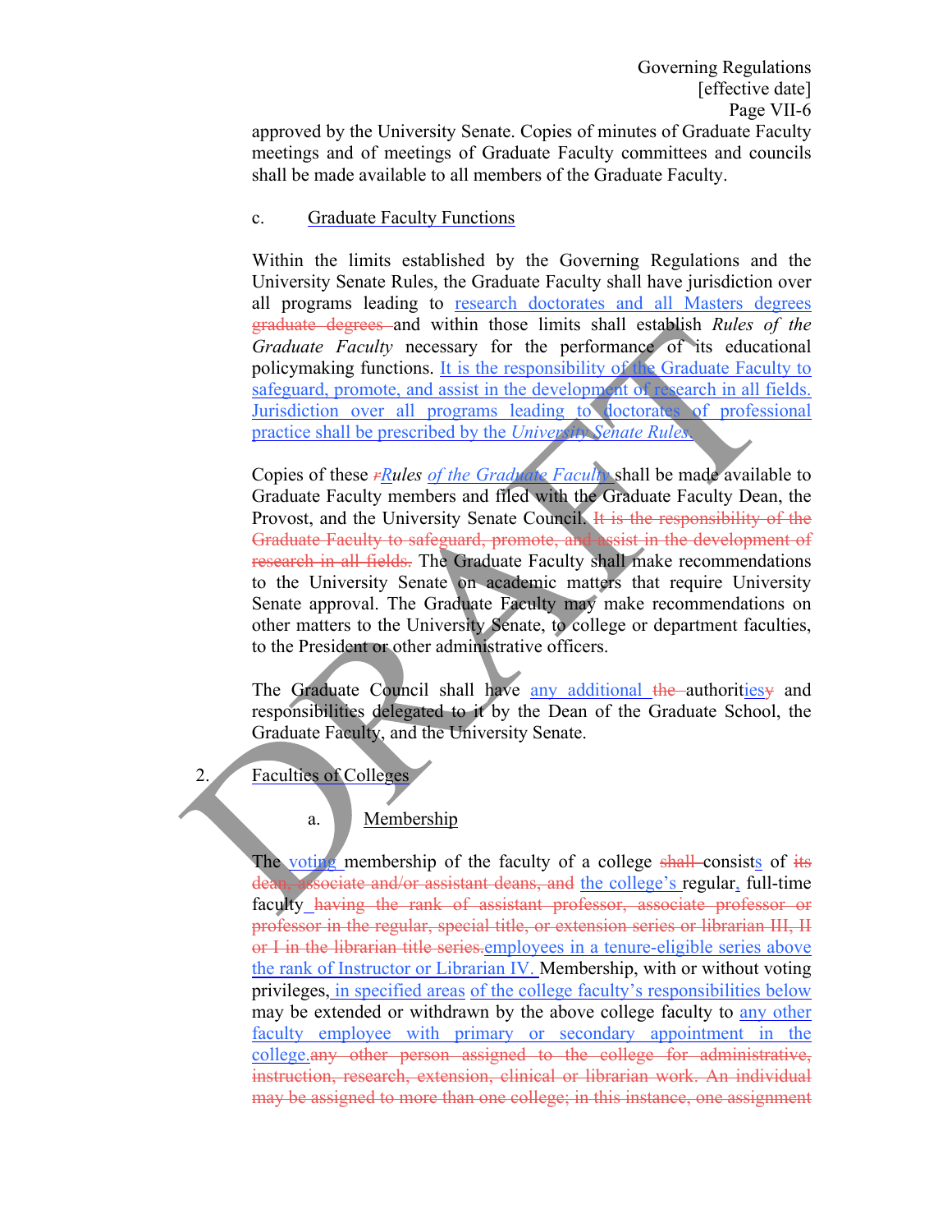approved by the University Senate. Copies of minutes of Graduate Faculty meetings and of meetings of Graduate Faculty committees and councils shall be made available to all members of the Graduate Faculty.

c. Graduate Faculty Functions

Within the limits established by the Governing Regulations and the University Senate Rules, the Graduate Faculty shall have jurisdiction over all programs leading to research doctorates and all Masters degrees ~~graduate degrees~~ and within those limits shall establish *Rules of the Graduate Faculty* necessary for the performance of its educational policymaking functions. It is the responsibility of the Graduate Faculty to safeguard, promote, and assist in the development of research in all fields. Jurisdiction over all programs leading to doctorates of professional practice shall be prescribed by the *University Senate Rules*.

Copies of these ~~r~~*Rules of the Graduate Faculty* shall be made available to Graduate Faculty members and filed with the Graduate Faculty Dean, the Provost, and the University Senate Council. ~~It is the responsibility of the Graduate Faculty to safeguard, promote, and assist in the development of research in all fields.~~ The Graduate Faculty shall make recommendations to the University Senate on academic matters that require University Senate approval. The Graduate Faculty may make recommendations on other matters to the University Senate, to college or department faculties, to the President or other administrative officers.

The Graduate Council shall have any additional ~~the~~ authorit~~y~~ies and responsibilities delegated to it by the Dean of the Graduate School, the Graduate Faculty, and the University Senate.

2. Faculties of Colleges

a. Membership

The voting membership of the faculty of a college ~~shall~~ consists of ~~its dean, associate and/or assistant deans, and~~ the college's regular, full-time faculty ~~having the rank of assistant professor, associate professor or professor in the regular, special title, or extension series or librarian III, II or I in the librarian title series.~~employees in a tenure-eligible series above the rank of Instructor or Librarian IV. Membership, with or without voting privileges, in specified areas of the college faculty's responsibilities below may be extended or withdrawn by the above college faculty to any other faculty employee with primary or secondary appointment in the college.~~any other person assigned to the college for administrative, instruction, research, extension, clinical or librarian work. An individual may be assigned to more than one college; in this instance, one assignment~~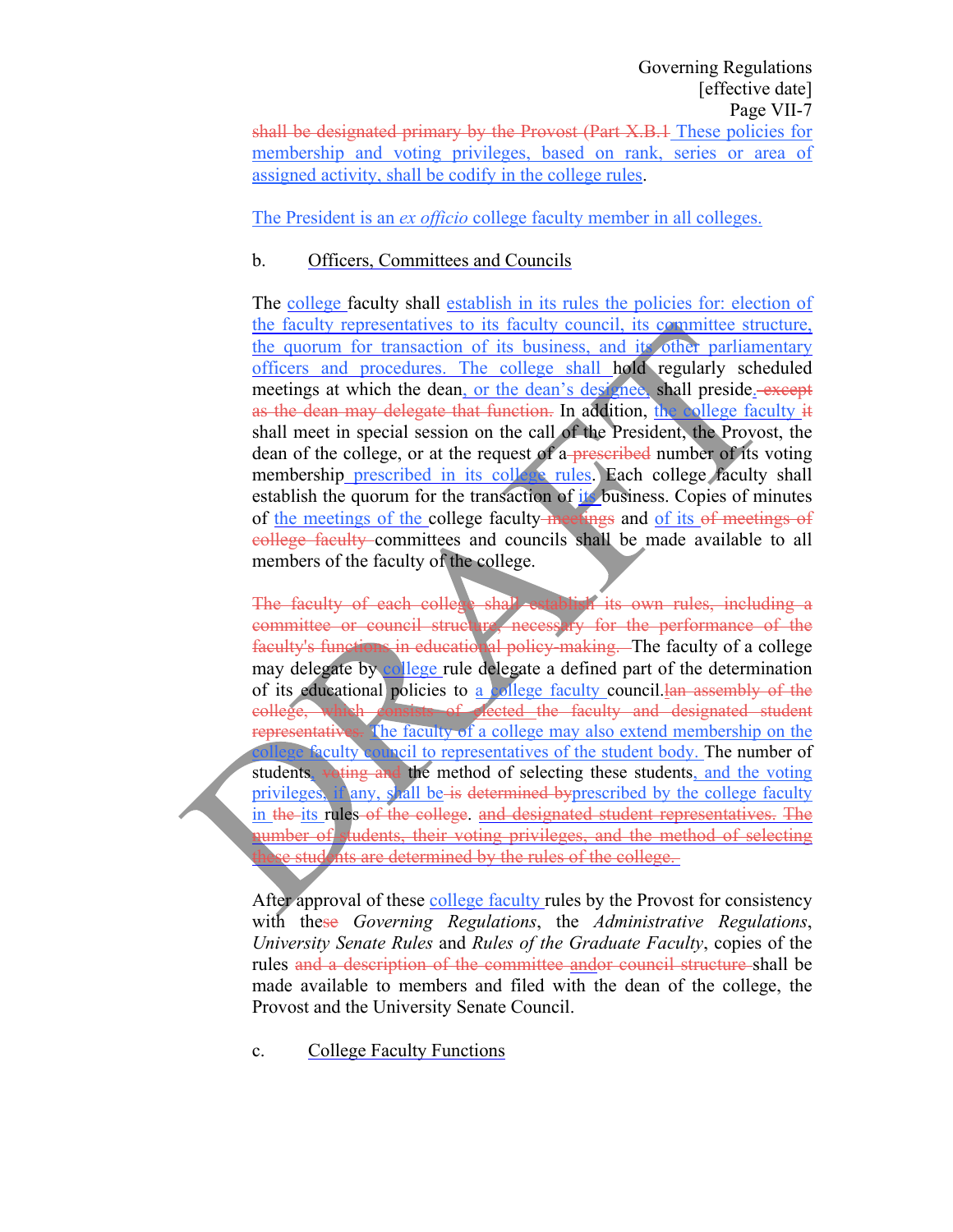~~shall be designated primary by the Provost (Part X.B.1~~ These policies for membership and voting privileges, based on rank, series or area of assigned activity, shall be codify in the college rules.

The President is an *ex officio* college faculty member in all colleges.

b. Officers, Committees and Councils

The college faculty shall establish in its rules the policies for: election of the faculty representatives to its faculty council, its committee structure, the quorum for transaction of its business, and its other parliamentary officers and procedures. The college shall hold regularly scheduled meetings at which the dean, or the dean's designee, shall preside. ~~except as the dean may delegate that function.~~ In addition, the college faculty ~~it~~ shall meet in special session on the call of the President, the Provost, the dean of the college, or at the request of a ~~prescribed~~ number of its voting membership prescribed in its college rules. Each college faculty shall establish the quorum for the transaction of its business. Copies of minutes of the meetings of the college faculty ~~meetings~~ and of its ~~of meetings of college faculty~~ committees and councils shall be made available to all members of the faculty of the college.

~~The faculty of each college shall establish its own rules, including a committee or council structure, necessary for the performance of the faculty's functions in educational policy-making.~~ The faculty of a college may delegate by college rule delegate a defined part of the determination of its educational policies to a college faculty council. ~~[an assembly of the college, which consists of elected the faculty and designated student representatives.~~ The faculty of a college may also extend membership on the college faculty council to representatives of the student body. The number of students, ~~voting and~~ the method of selecting these students, and the voting privileges, if any, shall be ~~is determined by~~prescribed by the college faculty in ~~the~~ its rules ~~of the college~~. ~~and designated student representatives. The number of students, their voting privileges, and the method of selecting these students are determined by the rules of the college.~~

After approval of these college faculty rules by the Provost for consistency with the~~se~~ *Governing Regulations*, the *Administrative Regulations*, *University Senate Rules* and *Rules of the Graduate Faculty*, copies of the rules ~~and a description of the committee andor council structure~~ shall be made available to members and filed with the dean of the college, the Provost and the University Senate Council.

c. College Faculty Functions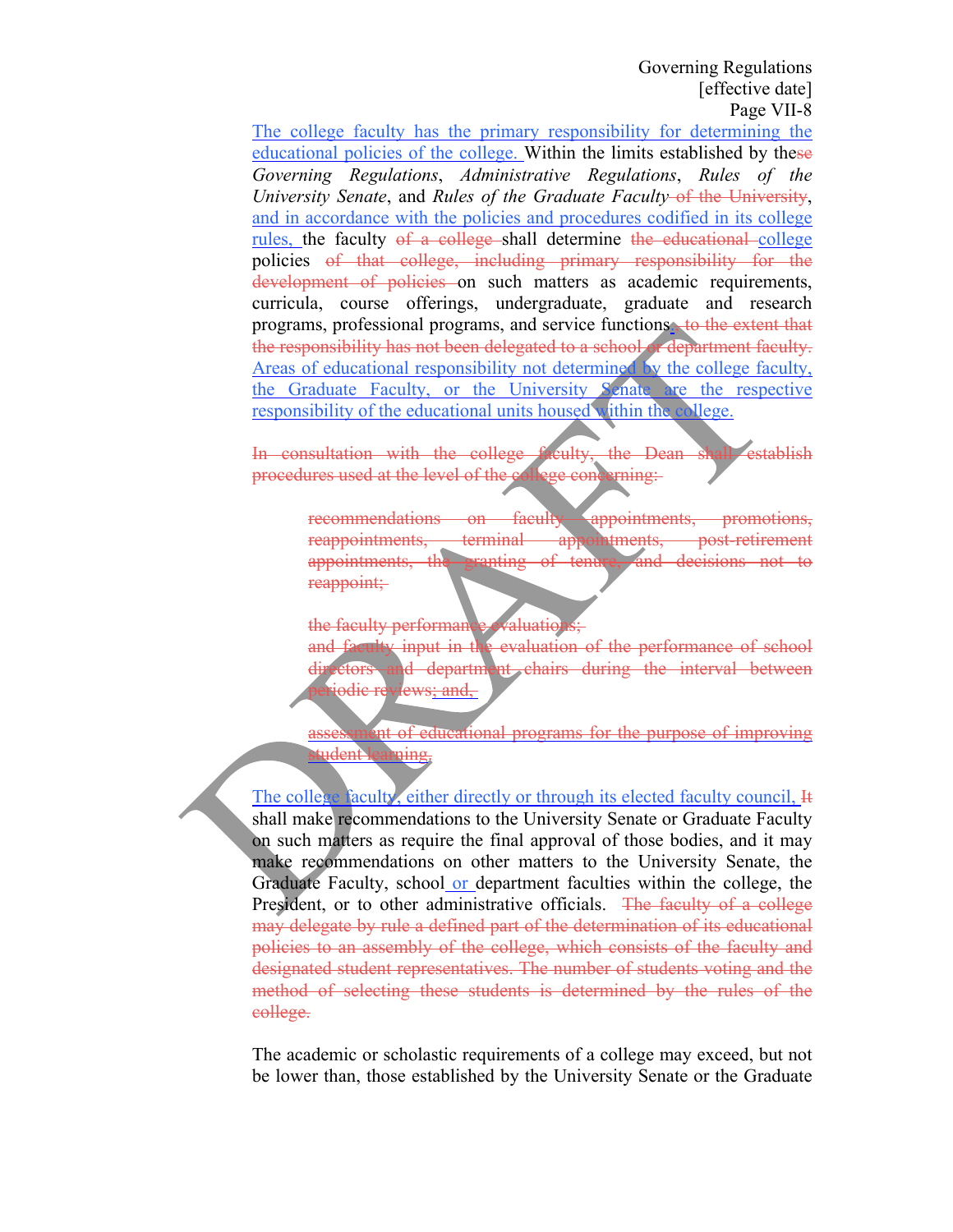The college faculty has the primary responsibility for determining the educational policies of the college. Within the limits established by the~~se~~ *Governing Regulations*, *Administrative Regulations*, *Rules of the University Senate*, and *Rules of the Graduate Faculty*~~ of the University~~, and in accordance with the policies and procedures codified in its college rules, the faculty ~~of a college~~ shall determine ~~the educational~~ college policies ~~of that college, including primary responsibility for the development of policies~~ on such matters as academic requirements, curricula, course offerings, undergraduate, graduate and research programs, professional programs, and service functions. ~~to the extent that the responsibility has not been delegated to a school or department faculty.~~ Areas of educational responsibility not determined by the college faculty, the Graduate Faculty, or the University Senate are the respective responsibility of the educational units housed within the college.

~~In consultation with the college faculty, the Dean shall establish procedures used at the level of the college concerning:~~

> ~~recommendations on faculty appointments, promotions, reappointments, terminal appointments, post-retirement appointments, the granting of tenure, and decisions not to reappoint;~~
>
> ~~the faculty performance evaluations;~~
> ~~and faculty input in the evaluation of the performance of school directors and department chairs during the interval between periodic reviews; and,~~
>
> ~~assessment of educational programs for the purpose of improving student learning.~~

The college faculty, either directly or through its elected faculty council, ~~It~~ shall make recommendations to the University Senate or Graduate Faculty on such matters as require the final approval of those bodies, and it may make recommendations on other matters to the University Senate, the Graduate Faculty, school or department faculties within the college, the President, or to other administrative officials. ~~The faculty of a college may delegate by rule a defined part of the determination of its educational policies to an assembly of the college, which consists of the faculty and designated student representatives. The number of students voting and the method of selecting these students is determined by the rules of the college.~~

The academic or scholastic requirements of a college may exceed, but not be lower than, those established by the University Senate or the Graduate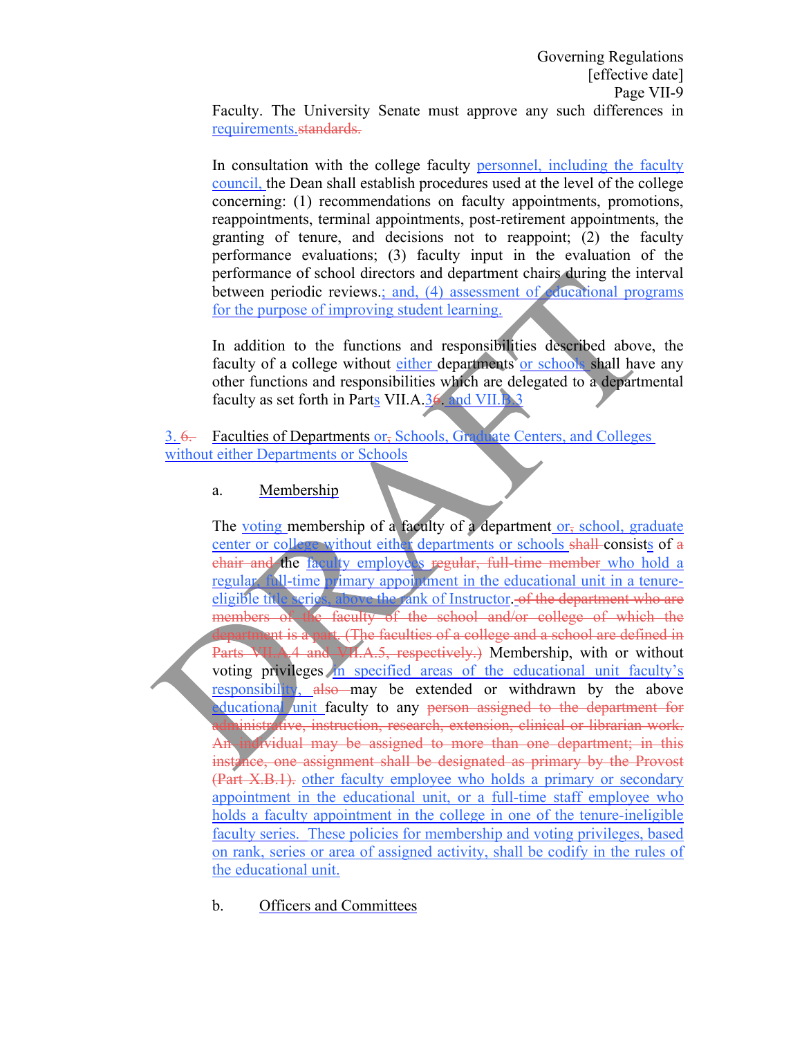Faculty. The University Senate must approve any such differences in requirements.~~standards.~~

In consultation with the college faculty personnel, including the faculty council, the Dean shall establish procedures used at the level of the college concerning: (1) recommendations on faculty appointments, promotions, reappointments, terminal appointments, post-retirement appointments, the granting of tenure, and decisions not to reappoint; (2) the faculty performance evaluations; (3) faculty input in the evaluation of the performance of school directors and department chairs during the interval between periodic reviews.; and, (4) assessment of educational programs for the purpose of improving student learning.

In addition to the functions and responsibilities described above, the faculty of a college without either departments or schools shall have any other functions and responsibilities which are delegated to a departmental faculty as set forth in Parts VII.A.3~~6~~. and VII.B.3

3. ~~6.~~ Faculties of Departments or~~,~~ Schools, Graduate Centers, and Colleges without either Departments or Schools

a. Membership

The voting membership of a faculty of a department or~~,~~ school, graduate center or college without either departments or schools ~~shall~~ consists of ~~a chair and~~ the faculty employees ~~regular, full-time member~~ who hold a regular, full-time primary appointment in the educational unit in a tenure-eligible title series, above the rank of Instructor. ~~of the department who are members of the faculty of the school and/or college of which the department is a part. (The faculties of a college and a school are defined in Parts VII.A.4 and VII.A.5, respectively.)~~ Membership, with or without voting privileges in specified areas of the educational unit faculty's responsibility, ~~also~~ may be extended or withdrawn by the above educational unit faculty to any ~~person assigned to the department for administrative, instruction, research, extension, clinical or librarian work. An individual may be assigned to more than one department; in this instance, one assignment shall be designated as primary by the Provost (Part X.B.1).~~ other faculty employee who holds a primary or secondary appointment in the educational unit, or a full-time staff employee who holds a faculty appointment in the college in one of the tenure-ineligible faculty series. These policies for membership and voting privileges, based on rank, series or area of assigned activity, shall be codify in the rules of the educational unit.

b. Officers and Committees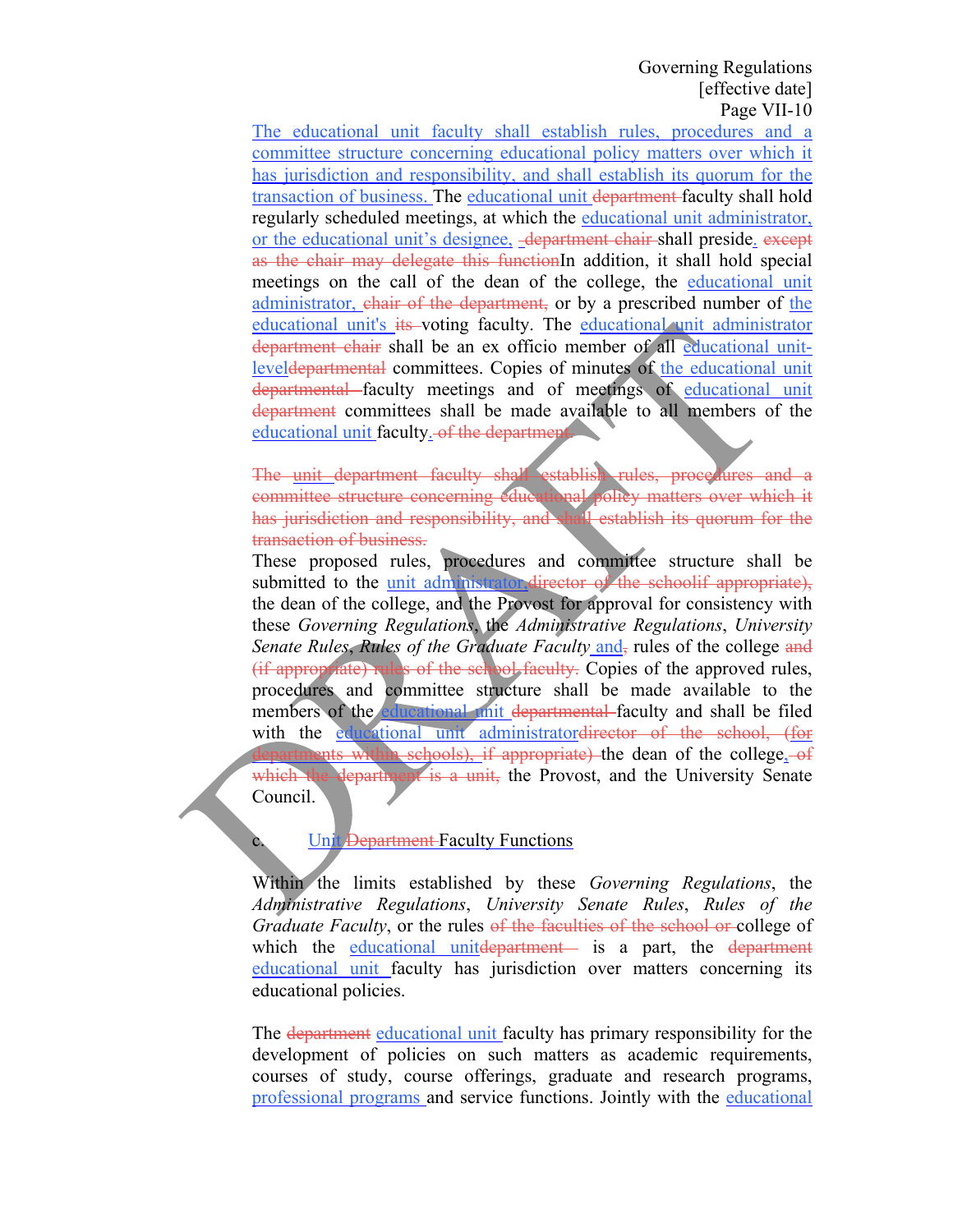The educational unit faculty shall establish rules, procedures and a committee structure concerning educational policy matters over which it has jurisdiction and responsibility, and shall establish its quorum for the transaction of business. The educational unit ~~department~~ faculty shall hold regularly scheduled meetings, at which the educational unit administrator, or the educational unit's designee, ~~department chair~~ shall preside. ~~except as the chair may delegate this function~~In addition, it shall hold special meetings on the call of the dean of the college, the educational unit administrator, ~~chair of the department,~~ or by a prescribed number of the educational unit's ~~its~~ voting faculty. The educational unit administrator ~~department chair~~ shall be an ex officio member of all educational unit-level~~departmental~~ committees. Copies of minutes of the educational unit ~~departmental~~ faculty meetings and of meetings of educational unit ~~department~~ committees shall be made available to all members of the educational unit faculty. ~~of the department.~~

~~The unit department faculty shall establish rules, procedures and a committee structure concerning educational policy matters over which it has jurisdiction and responsibility, and shall establish its quorum for the transaction of business.~~

These proposed rules, procedures and committee structure shall be submitted to the unit administrator,~~director of the schoolif appropriate),~~ the dean of the college, and the Provost for approval for consistency with these *Governing Regulations*, the *Administrative Regulations*, *University Senate Rules*, *Rules of the Graduate Faculty* and~~,~~ rules of the college ~~and (if appropriate) rules of the school faculty.~~ Copies of the approved rules, procedures and committee structure shall be made available to the members of the educational unit ~~departmental~~ faculty and shall be filed with the educational unit administrator~~director of the school, (for departments within schools), if appropriate)~~ the dean of the college~~, of which the department is a unit,~~ the Provost, and the University Senate Council.

c. Unit ~~Department~~ Faculty Functions

Within the limits established by these *Governing Regulations*, the *Administrative Regulations*, *University Senate Rules*, *Rules of the Graduate Faculty*, or the rules ~~of the faculties of the school or~~ college of which the educational unit~~department~~ is a part, the ~~department~~ educational unit faculty has jurisdiction over matters concerning its educational policies.

The ~~department~~ educational unit faculty has primary responsibility for the development of policies on such matters as academic requirements, courses of study, course offerings, graduate and research programs, professional programs and service functions. Jointly with the educational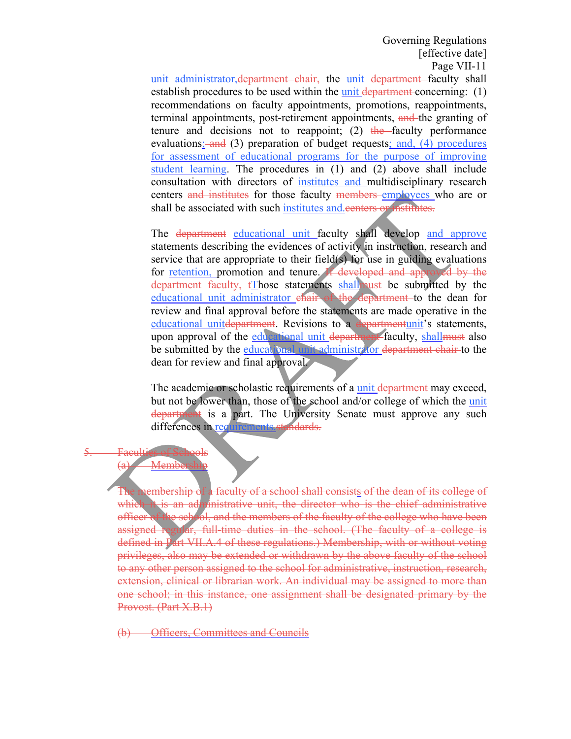unit administrator,~~department chair,~~ the unit ~~department~~ faculty shall establish procedures to be used within the unit ~~department~~ concerning: (1) recommendations on faculty appointments, promotions, reappointments, terminal appointments, post-retirement appointments, ~~and~~ the granting of tenure and decisions not to reappoint; (2) ~~the~~ faculty performance evaluations; ~~and~~ (3) preparation of budget requests; and, (4) procedures for assessment of educational programs for the purpose of improving student learning. The procedures in (1) and (2) above shall include consultation with directors of institutes and multidisciplinary research centers ~~and institutes~~ for those faculty ~~members~~ employees who are or shall be associated with such institutes and.~~centers or institutes.~~

The ~~department~~ educational unit faculty shall develop and approve statements describing the evidences of activity in instruction, research and service that are appropriate to their field(s) for use in guiding evaluations for retention, promotion and tenure. ~~If developed and approved by the department faculty, t~~Those statements shall~~must~~ be submitted by the educational unit administrator ~~chair of the department~~ to the dean for review and final approval before the statements are made operative in the educational unit~~department~~. Revisions to a ~~department~~unit's statements, upon approval of the educational unit ~~department~~ faculty, shall~~must~~ also be submitted by the educational unit administrator ~~department chair~~ to the dean for review and final approval.

The academic or scholastic requirements of a unit ~~department~~ may exceed, but not be lower than, those of the school and/or college of which the unit ~~department~~ is a part. The University Senate must approve any such differences in requirements.~~standards.~~

~~5. Faculties of Schools~~

~~(a) Membership~~

~~The membership of a faculty of a school shall consists of the dean of its college of which it is an administrative unit, the director who is the chief administrative officer of the school, and the members of the faculty of the college who have been assigned regular, full-time duties in the school. (The faculty of a college is defined in Part VII.A.4 of these regulations.) Membership, with or without voting privileges, also may be extended or withdrawn by the above faculty of the school to any other person assigned to the school for administrative, instruction, research, extension, clinical or librarian work. An individual may be assigned to more than one school; in this instance, one assignment shall be designated primary by the Provost. (Part X.B.1)~~

~~(b) Officers, Committees and Councils~~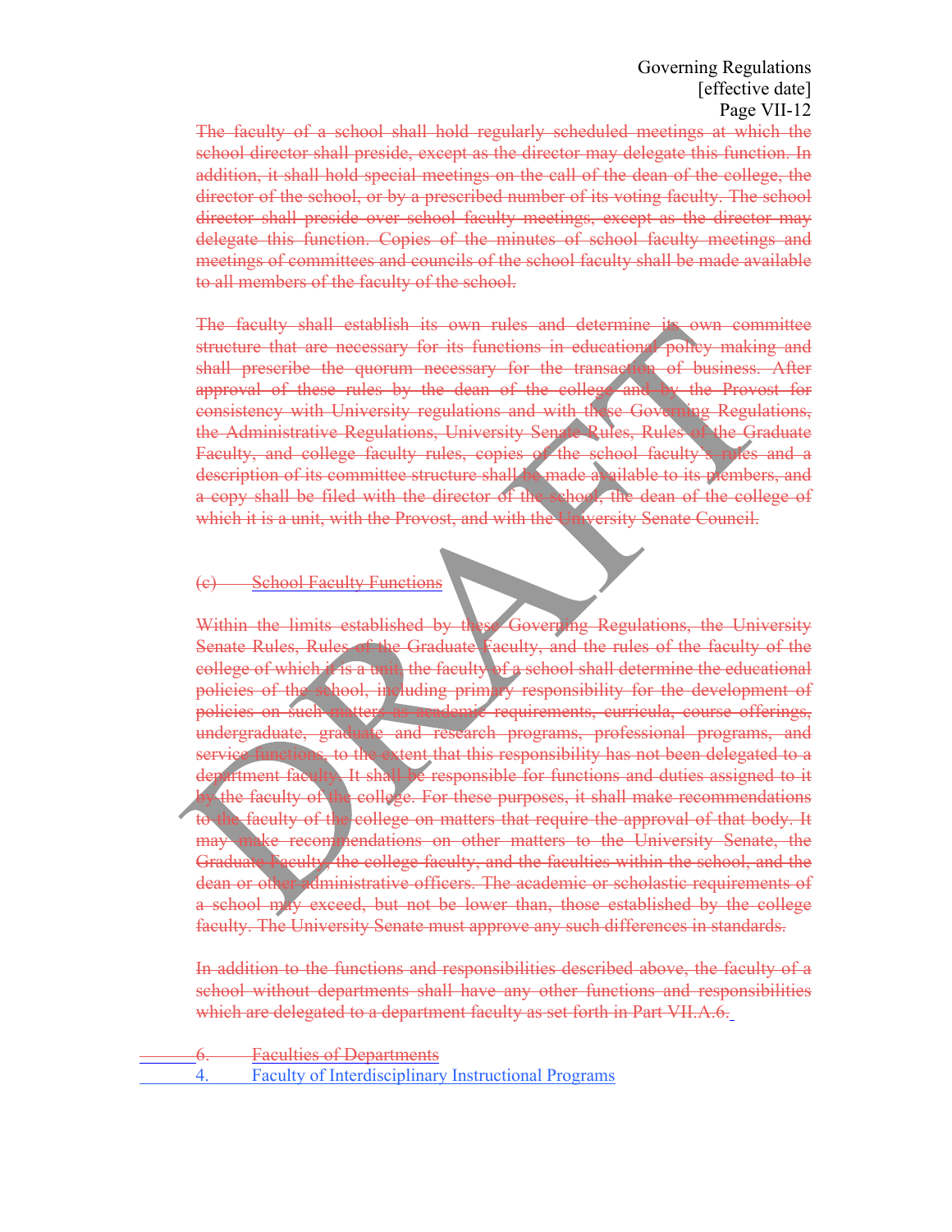The faculty of a school shall hold regularly scheduled meetings at which the school director shall preside, except as the director may delegate this function. In addition, it shall hold special meetings on the call of the dean of the college, the director of the school, or by a prescribed number of its voting faculty. The school director shall preside over school faculty meetings, except as the director may delegate this function. Copies of the minutes of school faculty meetings and meetings of committees and councils of the school faculty shall be made available to all members of the faculty of the school.

The faculty shall establish its own rules and determine its own committee structure that are necessary for its functions in educational policy making and shall prescribe the quorum necessary for the transaction of business. After approval of these rules by the dean of the college and by the Provost for consistency with University regulations and with these Governing Regulations, the Administrative Regulations, University Senate Rules, Rules of the Graduate Faculty, and college faculty rules, copies of the school faculty's rules and a description of its committee structure shall be made available to its members, and a copy shall be filed with the director of the school, the dean of the college of which it is a unit, with the Provost, and with the University Senate Council.

(c) School Faculty Functions

Within the limits established by these Governing Regulations, the University Senate Rules, Rules of the Graduate Faculty, and the rules of the faculty of the college of which it is a unit, the faculty of a school shall determine the educational policies of the school, including primary responsibility for the development of policies on such matters as academic requirements, curricula, course offerings, undergraduate, graduate and research programs, professional programs, and service functions, to the extent that this responsibility has not been delegated to a department faculty. It shall be responsible for functions and duties assigned to it by the faculty of the college. For these purposes, it shall make recommendations to the faculty of the college on matters that require the approval of that body. It may make recommendations on other matters to the University Senate, the Graduate Faculty, the college faculty, and the faculties within the school, and the dean or other administrative officers. The academic or scholastic requirements of a school may exceed, but not be lower than, those established by the college faculty. The University Senate must approve any such differences in standards.

In addition to the functions and responsibilities described above, the faculty of a school without departments shall have any other functions and responsibilities which are delegated to a department faculty as set forth in Part VII.A.6.

6. Faculties of Departments

4. Faculty of Interdisciplinary Instructional Programs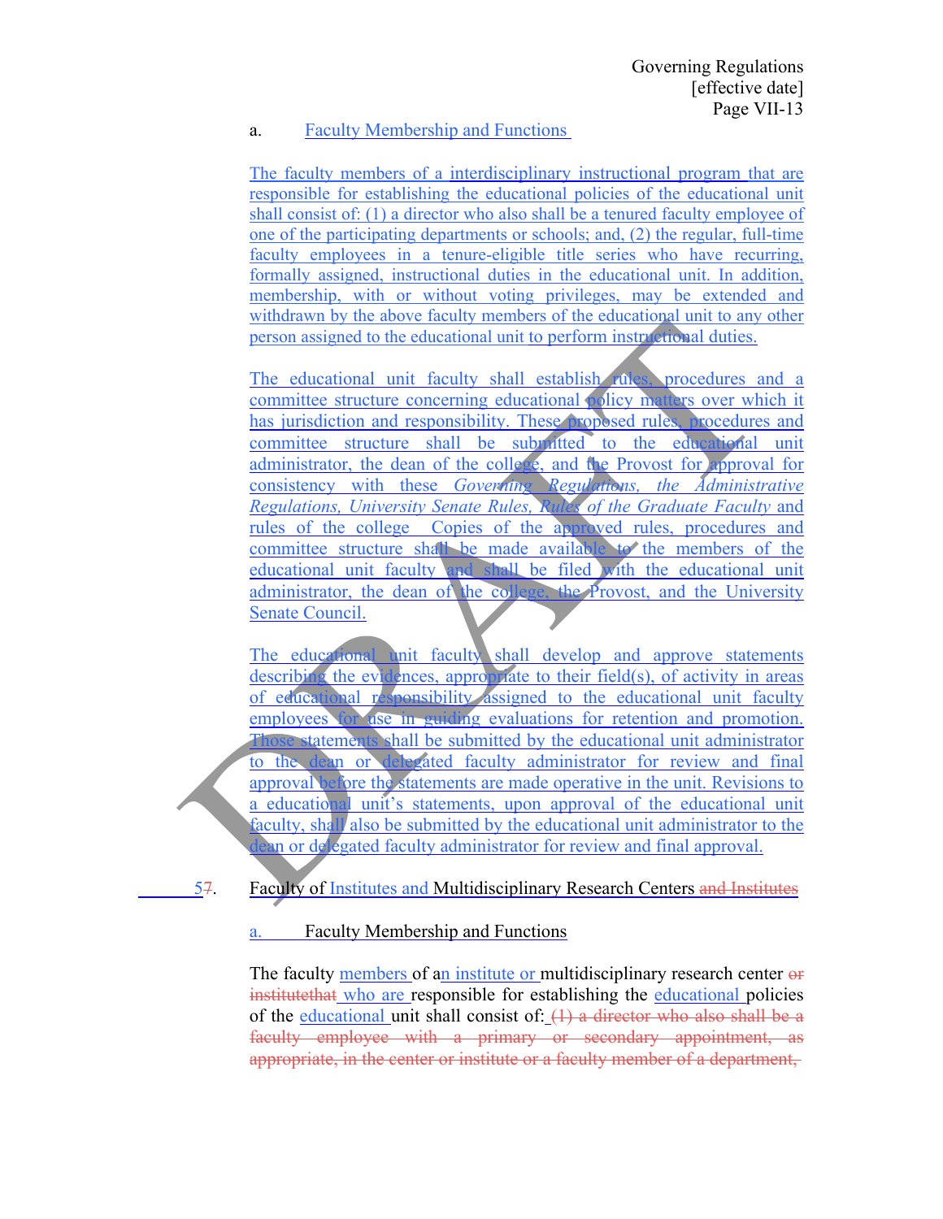a. Faculty Membership and Functions

The faculty members of a interdisciplinary instructional program that are responsible for establishing the educational policies of the educational unit shall consist of: (1) a director who also shall be a tenured faculty employee of one of the participating departments or schools; and, (2) the regular, full-time faculty employees in a tenure-eligible title series who have recurring, formally assigned, instructional duties in the educational unit. In addition, membership, with or without voting privileges, may be extended and withdrawn by the above faculty members of the educational unit to any other person assigned to the educational unit to perform instructional duties.

The educational unit faculty shall establish rules, procedures and a committee structure concerning educational policy matters over which it has jurisdiction and responsibility. These proposed rules, procedures and committee structure shall be submitted to the educational unit administrator, the dean of the college, and the Provost for approval for consistency with these *Governing Regulations, the Administrative Regulations, University Senate Rules, Rules of the Graduate Faculty* and rules of the college Copies of the approved rules, procedures and committee structure shall be made available to the members of the educational unit faculty and shall be filed with the educational unit administrator, the dean of the college, the Provost, and the University Senate Council.

The educational unit faculty shall develop and approve statements describing the evidences, appropriate to their field(s), of activity in areas of educational responsibility assigned to the educational unit faculty employees for use in guiding evaluations for retention and promotion. Those statements shall be submitted by the educational unit administrator to the dean or delegated faculty administrator for review and final approval before the statements are made operative in the unit. Revisions to a educational unit's statements, upon approval of the educational unit faculty, shall also be submitted by the educational unit administrator to the dean or delegated faculty administrator for review and final approval.

5~~7~~. Faculty of Institutes and Multidisciplinary Research Centers ~~and Institutes~~

a. Faculty Membership and Functions

The faculty members of an institute or multidisciplinary research center ~~or institutethat~~ who are responsible for establishing the educational policies of the educational unit shall consist of: ~~(1) a director who also shall be a faculty employee with a primary or secondary appointment, as appropriate, in the center or institute or a faculty member of a department,~~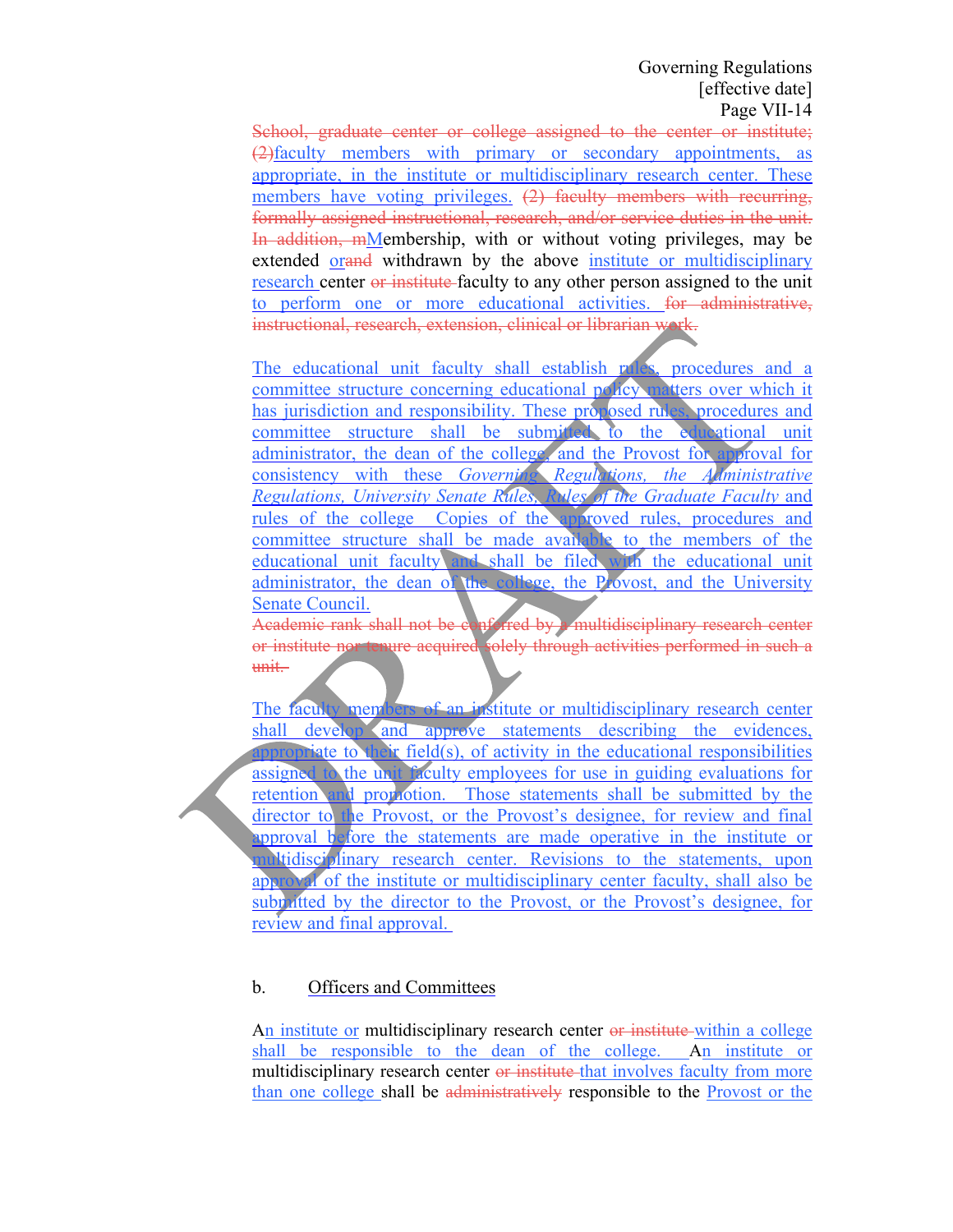School, graduate center or college assigned to the center or institute; (2)faculty members with primary or secondary appointments, as appropriate, in the institute or multidisciplinary research center. These members have voting privileges. (2) faculty members with recurring, formally assigned instructional, research, and/or service duties in the unit. In addition, mMembership, with or without voting privileges, may be extended orand withdrawn by the above institute or multidisciplinary research center or institute faculty to any other person assigned to the unit to perform one or more educational activities. for administrative, instructional, research, extension, clinical or librarian work.

The educational unit faculty shall establish rules, procedures and a committee structure concerning educational policy matters over which it has jurisdiction and responsibility. These proposed rules, procedures and committee structure shall be submitted to the educational unit administrator, the dean of the college, and the Provost for approval for consistency with these *Governing Regulations, the Administrative Regulations, University Senate Rules, Rules of the Graduate Faculty* and rules of the college Copies of the approved rules, procedures and committee structure shall be made available to the members of the educational unit faculty and shall be filed with the educational unit administrator, the dean of the college, the Provost, and the University Senate Council.
Academic rank shall not be conferred by a multidisciplinary research center or institute nor tenure acquired solely through activities performed in such a unit.

The faculty members of an institute or multidisciplinary research center shall develop and approve statements describing the evidences, appropriate to their field(s), of activity in the educational responsibilities assigned to the unit faculty employees for use in guiding evaluations for retention and promotion. Those statements shall be submitted by the director to the Provost, or the Provost's designee, for review and final approval before the statements are made operative in the institute or multidisciplinary research center. Revisions to the statements, upon approval of the institute or multidisciplinary center faculty, shall also be submitted by the director to the Provost, or the Provost's designee, for review and final approval.

b. Officers and Committees

An institute or multidisciplinary research center or institute within a college shall be responsible to the dean of the college. An institute or multidisciplinary research center or institute that involves faculty from more than one college shall be administratively responsible to the Provost or the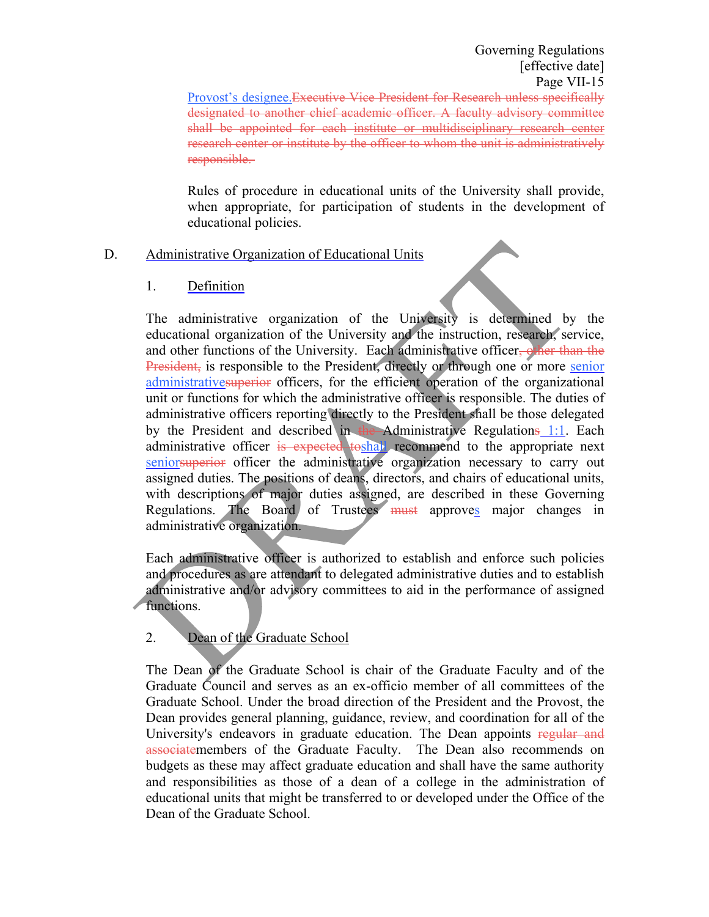Provost's designee.~~Executive Vice President for Research unless specifically designated to another chief academic officer. A faculty advisory committee shall be appointed for each institute or multidisciplinary research center research center or institute by the officer to whom the unit is administratively responsible.~~

Rules of procedure in educational units of the University shall provide, when appropriate, for participation of students in the development of educational policies.

## D. Administrative Organization of Educational Units

### 1. Definition

The administrative organization of the University is determined by the educational organization of the University and the instruction, research, service, and other functions of the University. Each administrative officer~~, other than the President,~~ is responsible to the President, directly or through one or more senior administrative~~superior~~ officers, for the efficient operation of the organizational unit or functions for which the administrative officer is responsible. The duties of administrative officers reporting directly to the President shall be those delegated by the President and described in ~~the~~ Administrative Regulation~~s~~ 1:1. Each administrative officer ~~is expected to~~shall recommend to the appropriate next senior~~superior~~ officer the administrative organization necessary to carry out assigned duties. The positions of deans, directors, and chairs of educational units, with descriptions of major duties assigned, are described in these Governing Regulations. The Board of Trustees ~~must~~ approves major changes in administrative organization.

Each administrative officer is authorized to establish and enforce such policies and procedures as are attendant to delegated administrative duties and to establish administrative and/or advisory committees to aid in the performance of assigned functions.

### 2. Dean of the Graduate School

The Dean of the Graduate School is chair of the Graduate Faculty and of the Graduate Council and serves as an ex-officio member of all committees of the Graduate School. Under the broad direction of the President and the Provost, the Dean provides general planning, guidance, review, and coordination for all of the University's endeavors in graduate education. The Dean appoints ~~regular and associate~~members of the Graduate Faculty. The Dean also recommends on budgets as these may affect graduate education and shall have the same authority and responsibilities as those of a dean of a college in the administration of educational units that might be transferred to or developed under the Office of the Dean of the Graduate School.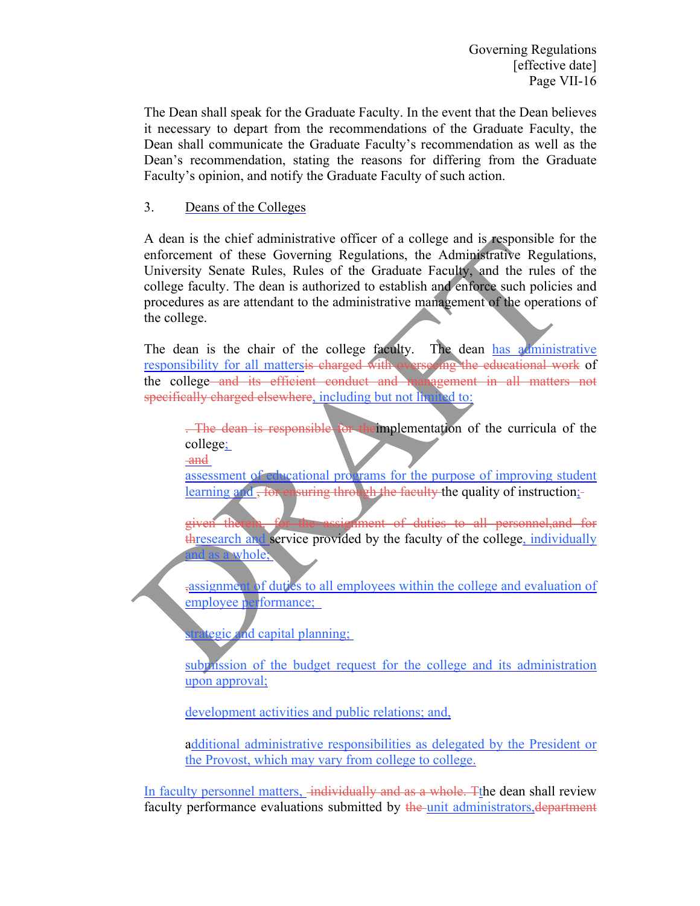The Dean shall speak for the Graduate Faculty. In the event that the Dean believes it necessary to depart from the recommendations of the Graduate Faculty, the Dean shall communicate the Graduate Faculty's recommendation as well as the Dean's recommendation, stating the reasons for differing from the Graduate Faculty's opinion, and notify the Graduate Faculty of such action.

3. Deans of the Colleges

A dean is the chief administrative officer of a college and is responsible for the enforcement of these Governing Regulations, the Administrative Regulations, University Senate Rules, Rules of the Graduate Faculty, and the rules of the college faculty. The dean is authorized to establish and enforce such policies and procedures as are attendant to the administrative management of the operations of the college.

The dean is the chair of the college faculty. The dean has administrative responsibility for all matters~~is charged with overseeing the educational work~~ of the college~~ and its efficient conduct and management in all matters not specifically charged elsewhere~~, including but not limited to:

> ~~. The dean is responsible for the~~implementation of the curricula of the college;
> ~~ and~~
>
> assessment of educational programs for the purpose of improving student learning and ~~, for ensuring through the faculty~~ the quality of instruction;~~ ~~
>
> ~~given therein, for the assignment of duties to all personnel,and for th~~research and service provided by the faculty of the college, individually and as a whole;
>
> ~~,~~assignment of duties to all employees within the college and evaluation of employee performance;
>
> strategic and capital planning;
>
> submission of the budget request for the college and its administration upon approval;
>
> development activities and public relations; and,
>
> additional administrative responsibilities as delegated by the President or the Provost, which may vary from college to college.

In faculty personnel matters, ~~ individually and as a whole. T~~the dean shall review faculty performance evaluations submitted by ~~the~~ unit administrators,~~department~~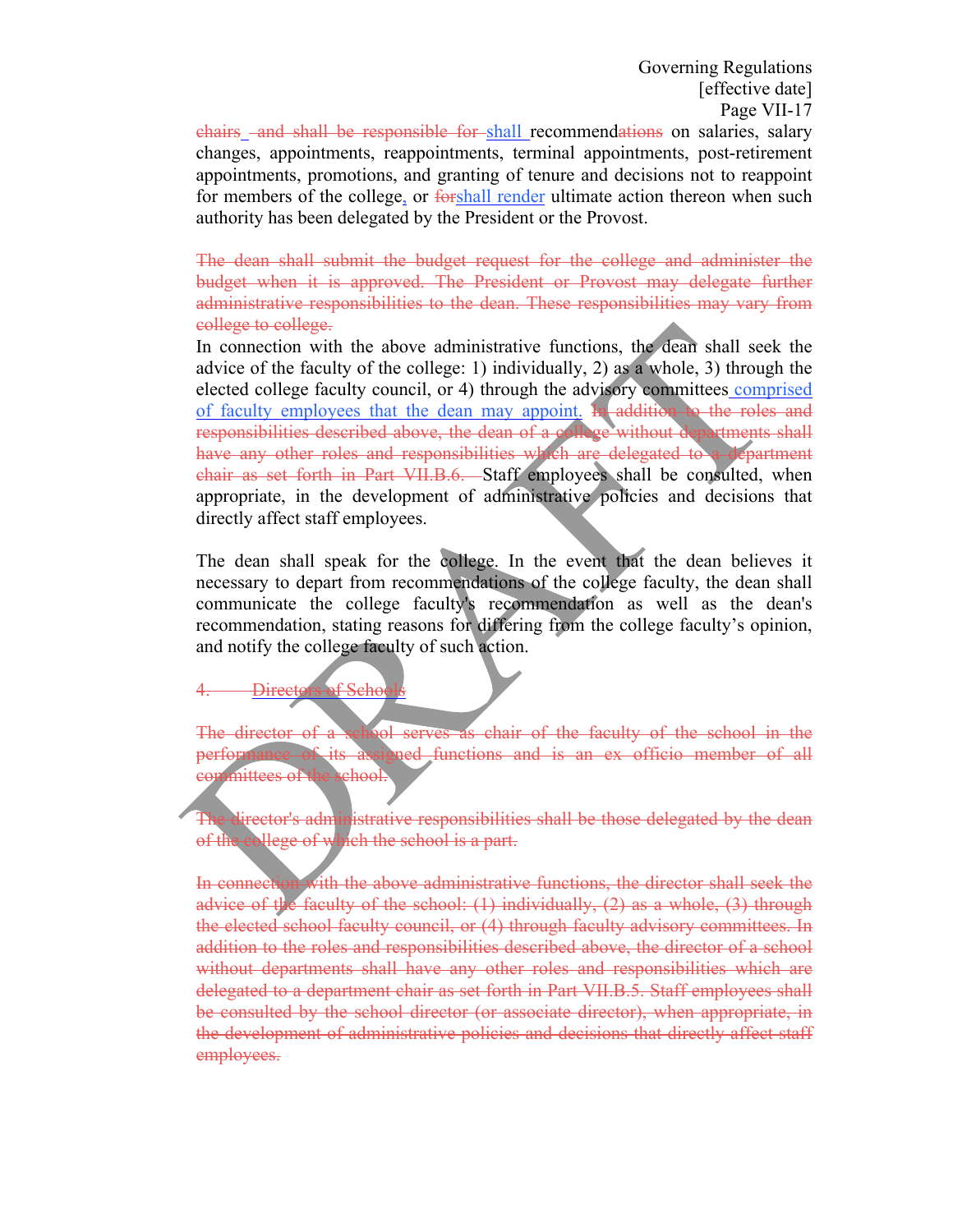chairs  and shall be responsible for shall recommendations on salaries, salary changes, appointments, reappointments, terminal appointments, post-retirement appointments, promotions, and granting of tenure and decisions not to reappoint for members of the college, or forshall render ultimate action thereon when such authority has been delegated by the President or the Provost.

~~The dean shall submit the budget request for the college and administer the budget when it is approved. The President or Provost may delegate further administrative responsibilities to the dean. These responsibilities may vary from college to college.~~

In connection with the above administrative functions, the dean shall seek the advice of the faculty of the college: 1) individually, 2) as a whole, 3) through the elected college faculty council, or 4) through the advisory committees comprised of faculty employees that the dean may appoint. ~~In addition to the roles and responsibilities described above, the dean of a college without departments shall have any other roles and responsibilities which are delegated to a department chair as set forth in Part VII.B.6.~~ Staff employees shall be consulted, when appropriate, in the development of administrative policies and decisions that directly affect staff employees.

The dean shall speak for the college. In the event that the dean believes it necessary to depart from recommendations of the college faculty, the dean shall communicate the college faculty's recommendation as well as the dean's recommendation, stating reasons for differing from the college faculty's opinion, and notify the college faculty of such action.

~~4. Directors of Schools~~

~~The director of a school serves as chair of the faculty of the school in the performance of its assigned functions and is an ex officio member of all committees of the school.~~

~~The director's administrative responsibilities shall be those delegated by the dean of the college of which the school is a part.~~

~~In connection with the above administrative functions, the director shall seek the advice of the faculty of the school: (1) individually, (2) as a whole, (3) through the elected school faculty council, or (4) through faculty advisory committees. In addition to the roles and responsibilities described above, the director of a school without departments shall have any other roles and responsibilities which are delegated to a department chair as set forth in Part VII.B.5. Staff employees shall be consulted by the school director (or associate director), when appropriate, in the development of administrative policies and decisions that directly affect staff employees.~~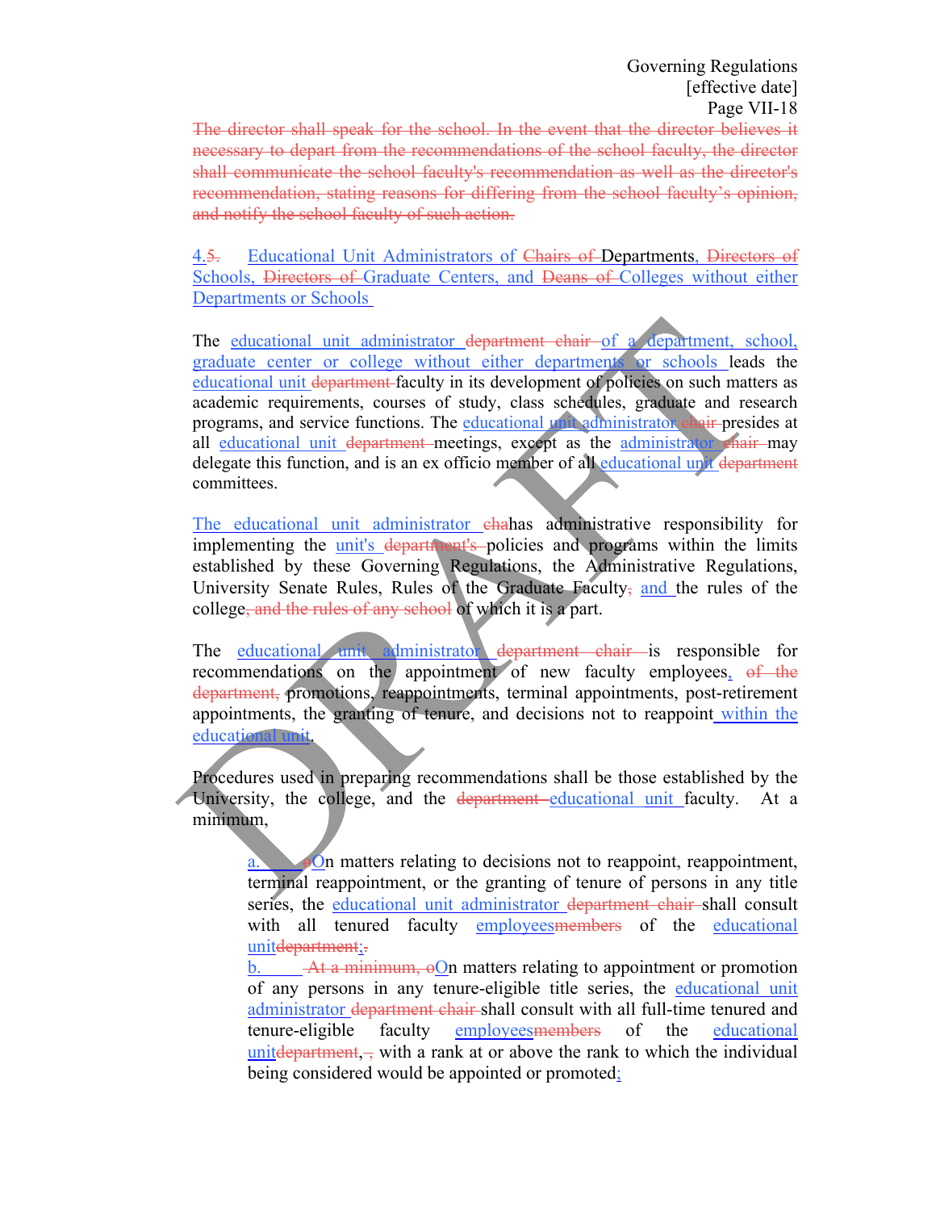The director shall speak for the school. In the event that the director believes it necessary to depart from the recommendations of the school faculty, the director shall communicate the school faculty's recommendation as well as the director's recommendation, stating reasons for differing from the school faculty's opinion, and notify the school faculty of such action.

4.5. Educational Unit Administrators of Chairs of Departments, Directors of Schools, Directors of Graduate Centers, and Deans of Colleges without either Departments or Schools

The educational unit administrator department chair of a department, school, graduate center or college without either departments or schools leads the educational unit department faculty in its development of policies on such matters as academic requirements, courses of study, class schedules, graduate and research programs, and service functions. The educational unit administrator chair presides at all educational unit department meetings, except as the administrator chair may delegate this function, and is an ex officio member of all educational unit department committees.

The educational unit administrator chahas administrative responsibility for implementing the unit's department's policies and programs within the limits established by these Governing Regulations, the Administrative Regulations, University Senate Rules, Rules of the Graduate Faculty, and the rules of the college, and the rules of any school of which it is a part.

The educational unit administrator department chair is responsible for recommendations on the appointment of new faculty employees, of the department, promotions, reappointments, terminal appointments, post-retirement appointments, the granting of tenure, and decisions not to reappoint within the educational unit.

Procedures used in preparing recommendations shall be those established by the University, the college, and the department educational unit faculty. At a minimum,

a. oOn matters relating to decisions not to reappoint, reappointment, terminal reappointment, or the granting of tenure of persons in any title series, the educational unit administrator department chair shall consult with all tenured faculty employeesmembers of the educational unitdepartment;.

b. At a minimum, oOn matters relating to appointment or promotion of any persons in any tenure-eligible title series, the educational unit administrator department chair shall consult with all full-time tenured and tenure-eligible faculty employeesmembers of the educational unitdepartment, , with a rank at or above the rank to which the individual being considered would be appointed or promoted;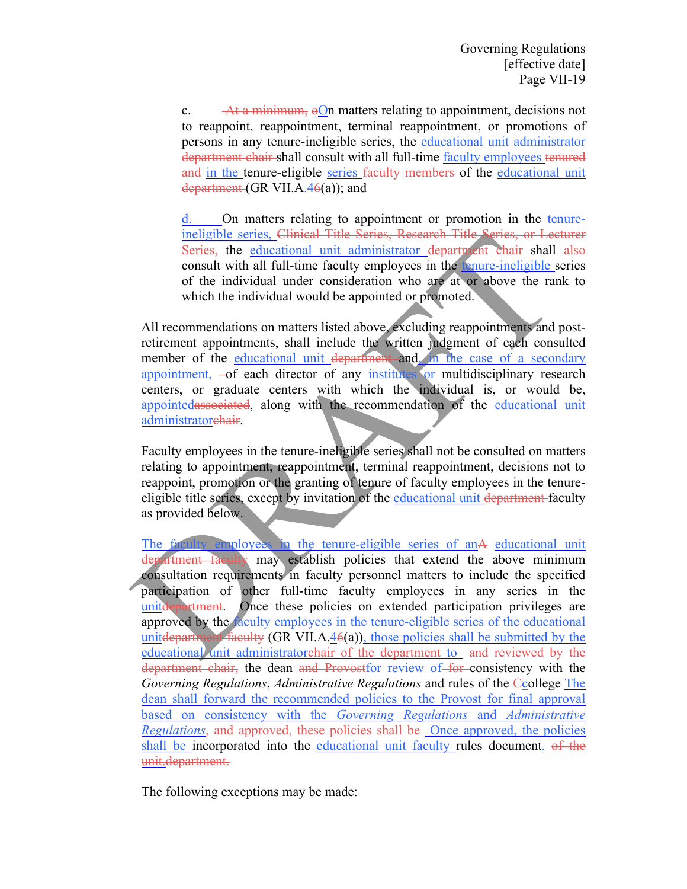c. ~~At a minimum, o~~On matters relating to appointment, decisions not to reappoint, reappointment, terminal reappointment, or promotions of persons in any tenure-ineligible series, the educational unit administrator ~~department chair~~ shall consult with all full-time faculty employees ~~tenured and~~ in the tenure-eligible series ~~faculty members~~ of the educational unit ~~department~~ (GR VII.A.4~~6~~(a)); and

d. On matters relating to appointment or promotion in the tenure-ineligible series, ~~Clinical Title Series, Research Title Series, or Lecturer Series,~~ the educational unit administrator ~~department chair~~ shall ~~also~~ consult with all full-time faculty employees in the tenure-ineligible series of the individual under consideration who are at or above the rank to which the individual would be appointed or promoted.

All recommendations on matters listed above, excluding reappointments and post-retirement appointments, shall include the written judgment of each consulted member of the educational unit ~~department~~ and, in the case of a secondary appointment, ~~–~~of each director of any institutes or multidisciplinary research centers, or graduate centers with which the individual is, or would be, appointed~~associated~~, along with the recommendation of the educational unit administrator~~chair~~.

Faculty employees in the tenure-ineligible series shall not be consulted on matters relating to appointment, reappointment, terminal reappointment, decisions not to reappoint, promotion or the granting of tenure of faculty employees in the tenure-eligible title series, except by invitation of the educational unit ~~department~~ faculty as provided below.

The faculty employees in the tenure-eligible series of an~~A~~ educational unit ~~department faculty~~ may establish policies that extend the above minimum consultation requirements in faculty personnel matters to include the specified participation of other full-time faculty employees in any series in the unit~~department~~. Once these policies on extended participation privileges are approved by the faculty employees in the tenure-eligible series of the educational unit~~department faculty~~ (GR VII.A.4~~6~~(a)), those policies shall be submitted by the educational unit administrator~~chair of the department~~ to ~~and reviewed by the department chair,~~ the dean ~~and Provost~~for review of ~~for~~ consistency with the *Governing Regulations*, *Administrative Regulations* and rules of the ~~C~~college The dean shall forward the recommended policies to the Provost for final approval based on consistency with the *Governing Regulations* and *Administrative Regulations*~~, and approved, these policies shall be~~ Once approved, the policies shall be incorporated into the educational unit faculty rules document. ~~of the unit.department.~~

The following exceptions may be made: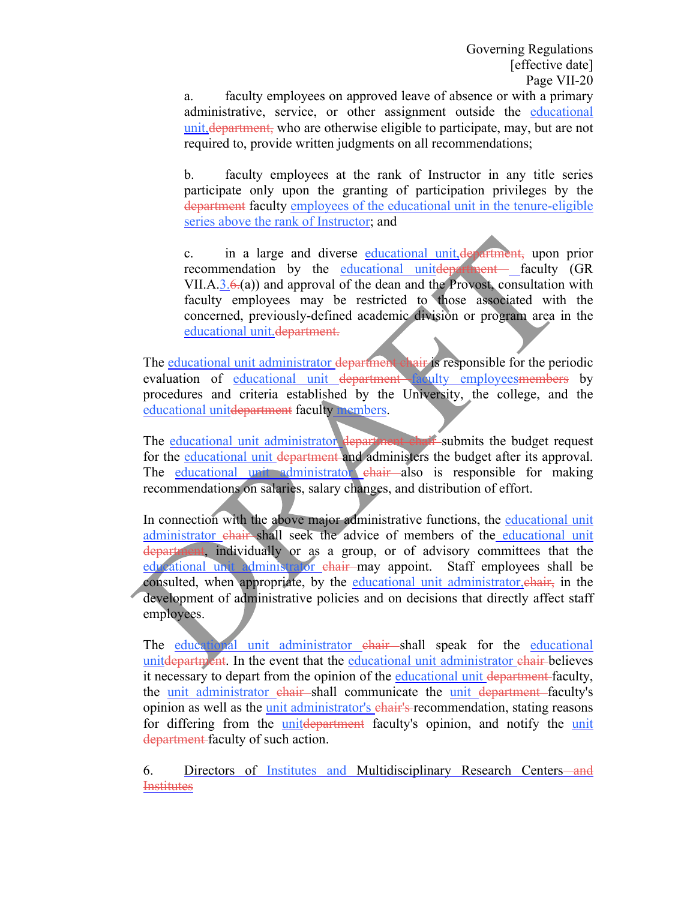a. faculty employees on approved leave of absence or with a primary administrative, service, or other assignment outside the educational unit,~~department,~~ who are otherwise eligible to participate, may, but are not required to, provide written judgments on all recommendations;

b. faculty employees at the rank of Instructor in any title series participate only upon the granting of participation privileges by the ~~department~~ faculty employees of the educational unit in the tenure-eligible series above the rank of Instructor; and

c. in a large and diverse educational unit,~~department,~~ upon prior recommendation by the educational unit~~department~~ faculty (GR VII.A.3.~~6.~~(a)) and approval of the dean and the Provost, consultation with faculty employees may be restricted to those associated with the concerned, previously-defined academic division or program area in the educational unit.~~department.~~

The educational unit administrator ~~department chair~~ is responsible for the periodic evaluation of educational unit ~~department~~ faculty employees~~members~~ by procedures and criteria established by the University, the college, and the educational unit~~department~~ faculty members.

The educational unit administrator ~~department chair~~ submits the budget request for the educational unit ~~department~~ and administers the budget after its approval. The educational unit administrator ~~chair~~ also is responsible for making recommendations on salaries, salary changes, and distribution of effort.

In connection with the above major administrative functions, the educational unit administrator ~~chair~~ shall seek the advice of members of the educational unit ~~department~~, individually or as a group, or of advisory committees that the educational unit administrator ~~chair~~ may appoint. Staff employees shall be consulted, when appropriate, by the educational unit administrator,~~chair,~~ in the development of administrative policies and on decisions that directly affect staff employees.

The educational unit administrator ~~chair~~ shall speak for the educational unit~~department~~. In the event that the educational unit administrator ~~chair~~ believes it necessary to depart from the opinion of the educational unit ~~department~~ faculty, the unit administrator ~~chair~~ shall communicate the unit ~~department~~ faculty's opinion as well as the unit administrator's ~~chair's~~ recommendation, stating reasons for differing from the unit~~department~~ faculty's opinion, and notify the unit ~~department~~ faculty of such action.

6. Directors of Institutes and Multidisciplinary Research Centers ~~and Institutes~~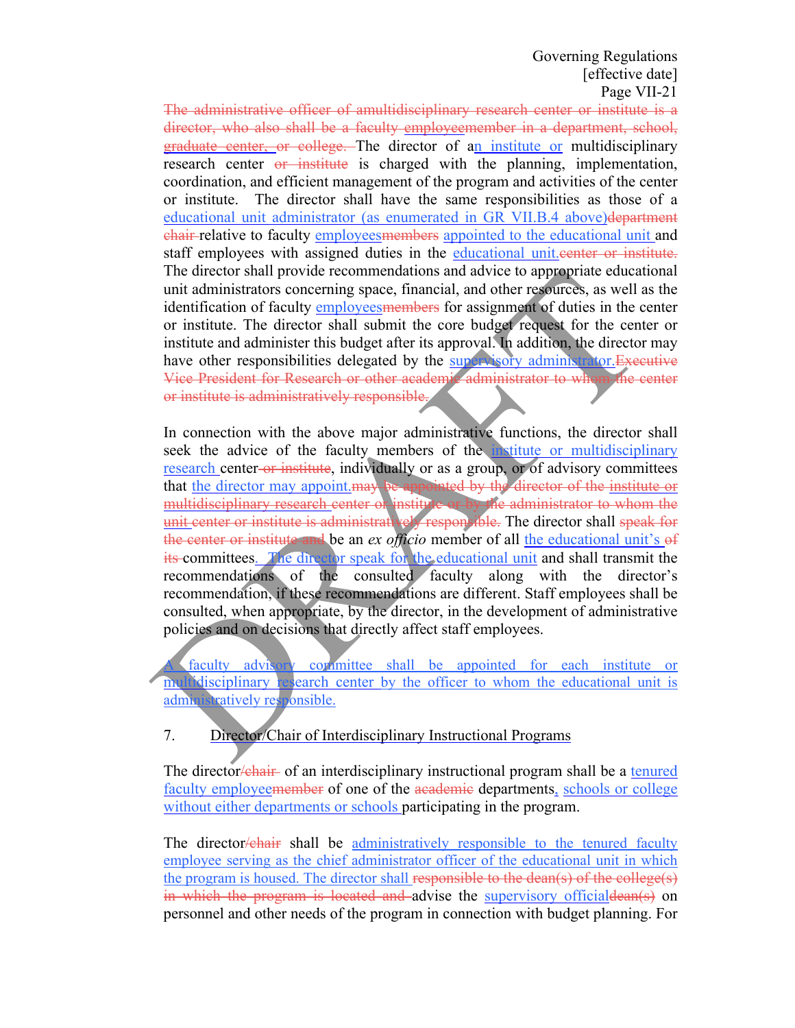The administrative officer of amultidisciplinary research center or institute is a director, who also shall be a faculty employeemember in a department, school, graduate center, or college. The director of an institute or multidisciplinary research center or institute is charged with the planning, implementation, coordination, and efficient management of the program and activities of the center or institute. The director shall have the same responsibilities as those of a educational unit administrator (as enumerated in GR VII.B.4 above)department chair relative to faculty employeesmembers appointed to the educational unit and staff employees with assigned duties in the educational unit.center or institute. The director shall provide recommendations and advice to appropriate educational unit administrators concerning space, financial, and other resources, as well as the identification of faculty employeesmembers for assignment of duties in the center or institute. The director shall submit the core budget request for the center or institute and administer this budget after its approval. In addition, the director may have other responsibilities delegated by the supervisory administrator.Executive Vice President for Research or other academic administrator to whom the center or institute is administratively responsible.

In connection with the above major administrative functions, the director shall seek the advice of the faculty members of the institute or multidisciplinary research center or institute, individually or as a group, or of advisory committees that the director may appoint.may be appointed by the director of the institute or multidisciplinary research center or institute or by the administrator to whom the unit center or institute is administratively responsible. The director shall speak for the center or institute and be an *ex officio* member of all the educational unit's of its committees. The director speak for the educational unit and shall transmit the recommendations of the consulted faculty along with the director's recommendation, if these recommendations are different. Staff employees shall be consulted, when appropriate, by the director, in the development of administrative policies and on decisions that directly affect staff employees.

A faculty advisory committee shall be appointed for each institute or multidisciplinary research center by the officer to whom the educational unit is administratively responsible.

7. Director/Chair of Interdisciplinary Instructional Programs

The director/chair of an interdisciplinary instructional program shall be a tenured faculty employeemember of one of the academic departments, schools or college without either departments or schools participating in the program.

The director/chair shall be administratively responsible to the tenured faculty employee serving as the chief administrator officer of the educational unit in which the program is housed. The director shall responsible to the dean(s) of the college(s) in which the program is located and advise the supervisory officialdean(s) on personnel and other needs of the program in connection with budget planning. For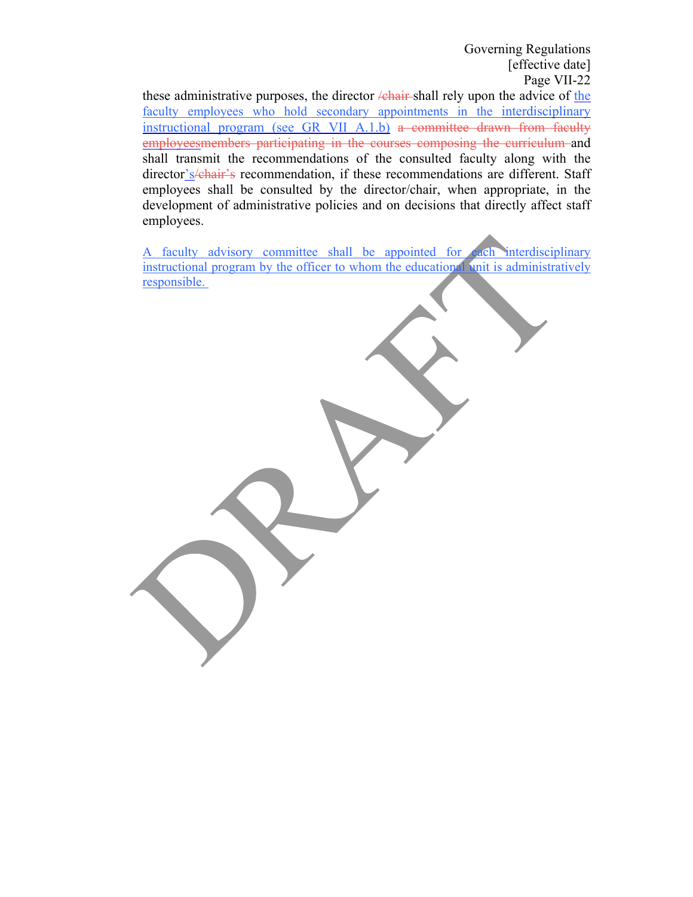these administrative purposes, the director ~~/chair~~ shall rely upon the advice of <u>the faculty employees who hold secondary appointments in the interdisciplinary instructional program (see GR VII A.1.b)</u> ~~a committee drawn from faculty employeesmembers participating in the courses composing the curriculum~~ and shall transmit the recommendations of the consulted faculty along with the director<u>'s</u>~~/chair's~~ recommendation, if these recommendations are different. Staff employees shall be consulted by the director/chair, when appropriate, in the development of administrative policies and on decisions that directly affect staff employees.

<u>A faculty advisory committee shall be appointed for each interdisciplinary instructional program by the officer to whom the educational unit is administratively responsible.</u>

DRAFT